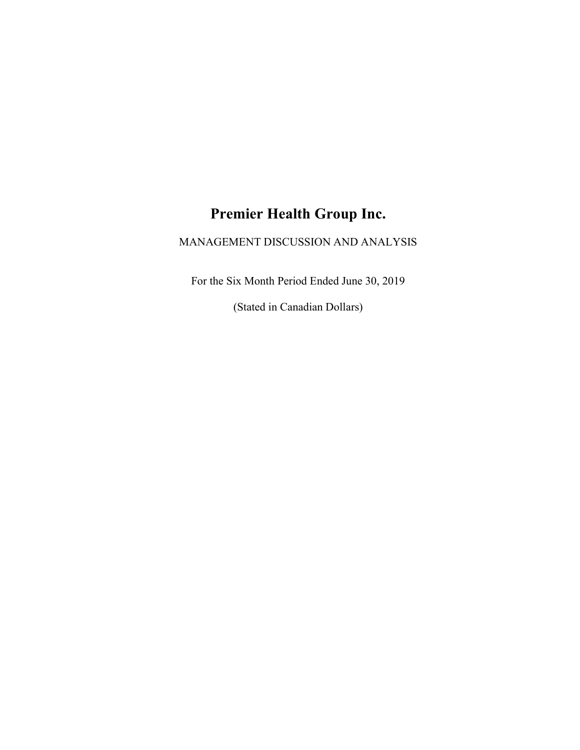# Premier Health Group Inc.

MANAGEMENT DISCUSSION AND ANALYSIS

For the Six Month Period Ended June 30, 2019

(Stated in Canadian Dollars)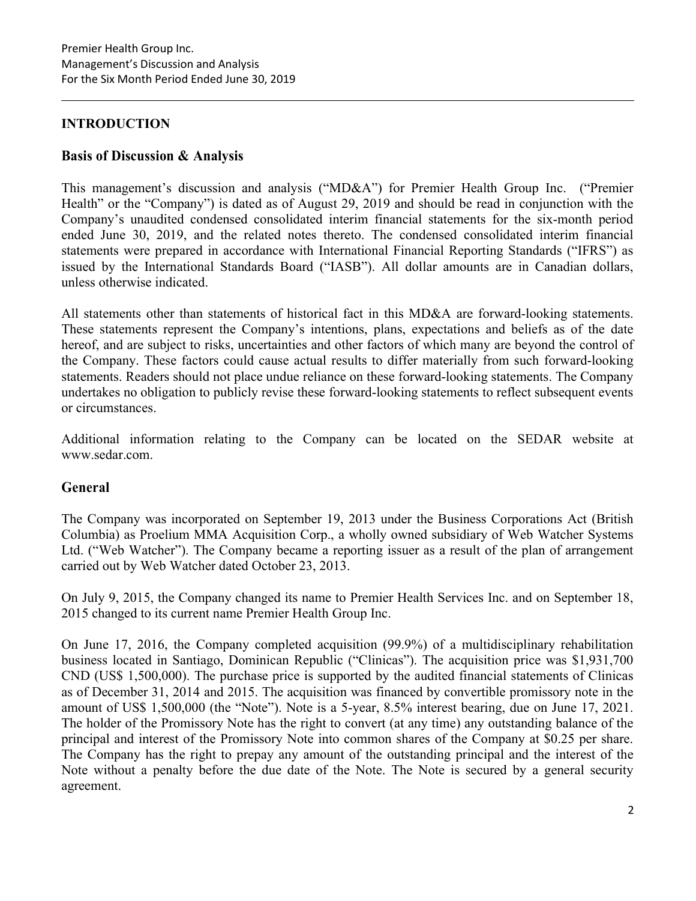## INTRODUCTION

### Basis of Discussion & Analysis

This management's discussion and analysis ("MD&A") for Premier Health Group Inc. ("Premier Health" or the "Company") is dated as of August 29, 2019 and should be read in conjunction with the Company's unaudited condensed consolidated interim financial statements for the six-month period ended June 30, 2019, and the related notes thereto. The condensed consolidated interim financial statements were prepared in accordance with International Financial Reporting Standards ("IFRS") as issued by the International Standards Board ("IASB"). All dollar amounts are in Canadian dollars, unless otherwise indicated.

All statements other than statements of historical fact in this MD&A are forward-looking statements. These statements represent the Company's intentions, plans, expectations and beliefs as of the date hereof, and are subject to risks, uncertainties and other factors of which many are beyond the control of the Company. These factors could cause actual results to differ materially from such forward-looking statements. Readers should not place undue reliance on these forward-looking statements. The Company undertakes no obligation to publicly revise these forward-looking statements to reflect subsequent events or circumstances.

Additional information relating to the Company can be located on the SEDAR website at www.sedar.com.

### General

The Company was incorporated on September 19, 2013 under the Business Corporations Act (British Columbia) as Proelium MMA Acquisition Corp., a wholly owned subsidiary of Web Watcher Systems Ltd. ("Web Watcher"). The Company became a reporting issuer as a result of the plan of arrangement carried out by Web Watcher dated October 23, 2013.

On July 9, 2015, the Company changed its name to Premier Health Services Inc. and on September 18, 2015 changed to its current name Premier Health Group Inc.

On June 17, 2016, the Company completed acquisition (99.9%) of a multidisciplinary rehabilitation business located in Santiago, Dominican Republic ("Clinicas"). The acquisition price was $1,931,700 CND (US$ 1,500,000). The purchase price is supported by the audited financial statements of Clinicas as of December 31, 2014 and 2015. The acquisition was financed by convertible promissory note in the amount of US$ 1,500,000 (the "Note"). Note is a 5-year, 8.5% interest bearing, due on June 17, 2021. The holder of the Promissory Note has the right to convert (at any time) any outstanding balance of the principal and interest of the Promissory Note into common shares of the Company at $0.25 per share. The Company has the right to prepay any amount of the outstanding principal and the interest of the Note without a penalty before the due date of the Note. The Note is secured by a general security agreement.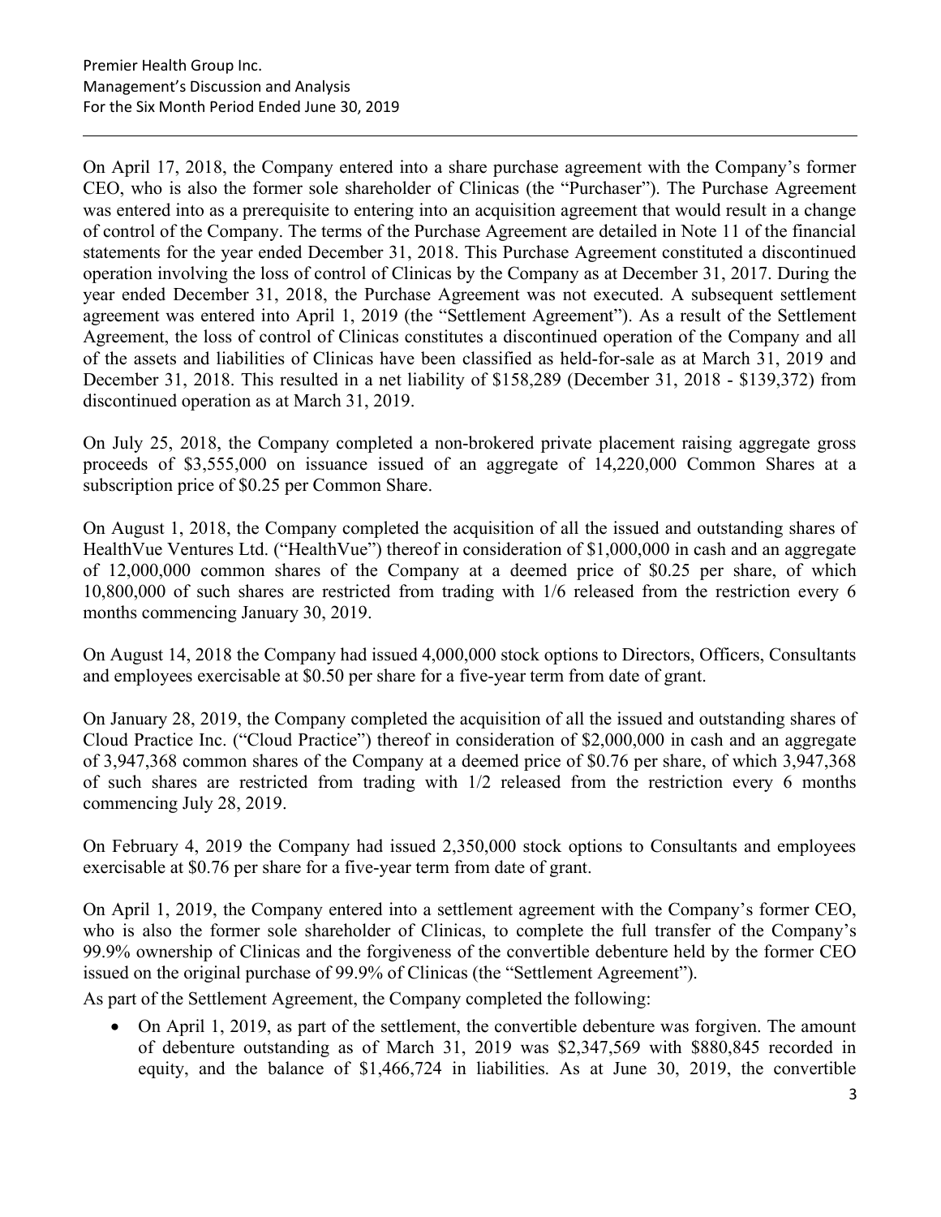On April 17, 2018, the Company entered into a share purchase agreement with the Company's former CEO, who is also the former sole shareholder of Clinicas (the "Purchaser"). The Purchase Agreement was entered into as a prerequisite to entering into an acquisition agreement that would result in a change of control of the Company. The terms of the Purchase Agreement are detailed in Note 11 of the financial statements for the year ended December 31, 2018. This Purchase Agreement constituted a discontinued operation involving the loss of control of Clinicas by the Company as at December 31, 2017. During the year ended December 31, 2018, the Purchase Agreement was not executed. A subsequent settlement agreement was entered into April 1, 2019 (the "Settlement Agreement"). As a result of the Settlement Agreement, the loss of control of Clinicas constitutes a discontinued operation of the Company and all of the assets and liabilities of Clinicas have been classified as held-for-sale as at March 31, 2019 and December 31, 2018. This resulted in a net liability of $158,289 (December 31, 2018 - $139,372) from discontinued operation as at March 31, 2019.

On July 25, 2018, the Company completed a non-brokered private placement raising aggregate gross proceeds of $3,555,000 on issuance issued of an aggregate of 14,220,000 Common Shares at a subscription price of $0.25 per Common Share.

On August 1, 2018, the Company completed the acquisition of all the issued and outstanding shares of HealthVue Ventures Ltd. ("HealthVue") thereof in consideration of $1,000,000 in cash and an aggregate of 12,000,000 common shares of the Company at a deemed price of $0.25 per share, of which 10,800,000 of such shares are restricted from trading with 1/6 released from the restriction every 6 months commencing January 30, 2019.

On August 14, 2018 the Company had issued 4,000,000 stock options to Directors, Officers, Consultants and employees exercisable at $0.50 per share for a five-year term from date of grant.

On January 28, 2019, the Company completed the acquisition of all the issued and outstanding shares of Cloud Practice Inc. ("Cloud Practice") thereof in consideration of $2,000,000 in cash and an aggregate of 3,947,368 common shares of the Company at a deemed price of $0.76 per share, of which 3,947,368 of such shares are restricted from trading with 1/2 released from the restriction every 6 months commencing July 28, 2019.

On February 4, 2019 the Company had issued 2,350,000 stock options to Consultants and employees exercisable at $0.76 per share for a five-year term from date of grant.

On April 1, 2019, the Company entered into a settlement agreement with the Company's former CEO, who is also the former sole shareholder of Clinicas, to complete the full transfer of the Company's 99.9% ownership of Clinicas and the forgiveness of the convertible debenture held by the former CEO issued on the original purchase of 99.9% of Clinicas (the "Settlement Agreement").

As part of the Settlement Agreement, the Company completed the following:

- On April 1, 2019, as part of the settlement, the convertible debenture was forgiven. The amount of debenture outstanding as of March 31, 2019 was $2,347,569 with $880,845 recorded in equity, and the balance of $1,466,724 in liabilities. As at June 30, 2019, the convertible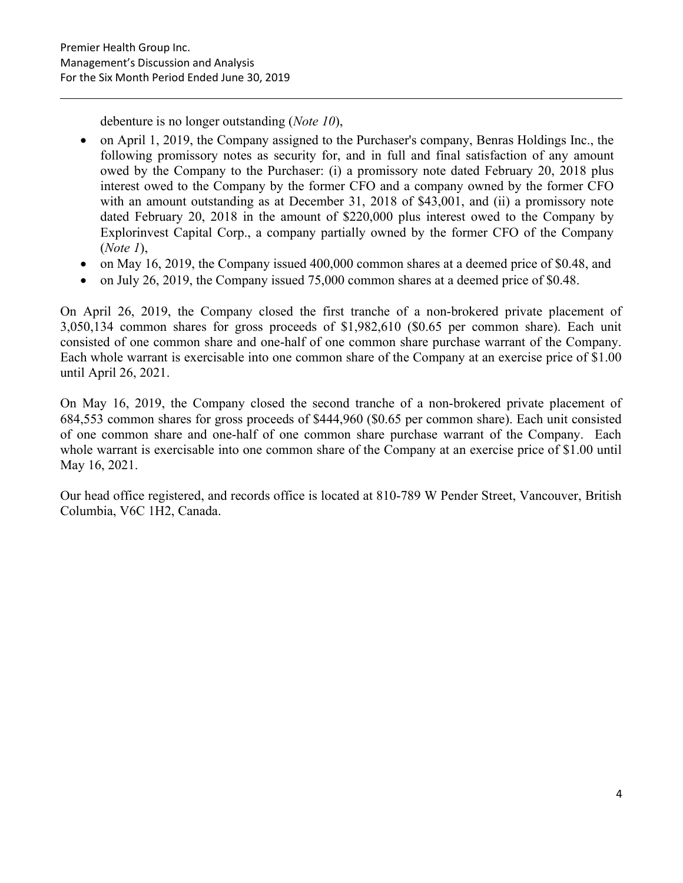debenture is no longer outstanding (*Note 10*),

- on April 1, 2019, the Company assigned to the Purchaser's company, Benras Holdings Inc., the following promissory notes as security for, and in full and final satisfaction of any amount owed by the Company to the Purchaser: (i) a promissory note dated February 20, 2018 plus interest owed to the Company by the former CFO and a company owned by the former CFO with an amount outstanding as at December 31, 2018 of $43,001, and (ii) a promissory note dated February 20, 2018 in the amount of $220,000 plus interest owed to the Company by Explorinvest Capital Corp., a company partially owned by the former CFO of the Company (*Note 1*),
- on May 16, 2019, the Company issued 400,000 common shares at a deemed price of $0.48, and
- on July 26, 2019, the Company issued 75,000 common shares at a deemed price of $0.48.

On April 26, 2019, the Company closed the first tranche of a non-brokered private placement of 3,050,134 common shares for gross proceeds of $1,982,610 ($0.65 per common share). Each unit consisted of one common share and one-half of one common share purchase warrant of the Company. Each whole warrant is exercisable into one common share of the Company at an exercise price of $1.00 until April 26, 2021.

On May 16, 2019, the Company closed the second tranche of a non-brokered private placement of 684,553 common shares for gross proceeds of $444,960 ($0.65 per common share). Each unit consisted of one common share and one-half of one common share purchase warrant of the Company. Each whole warrant is exercisable into one common share of the Company at an exercise price of $1.00 until May 16, 2021.

Our head office registered, and records office is located at 810-789 W Pender Street, Vancouver, British Columbia, V6C 1H2, Canada.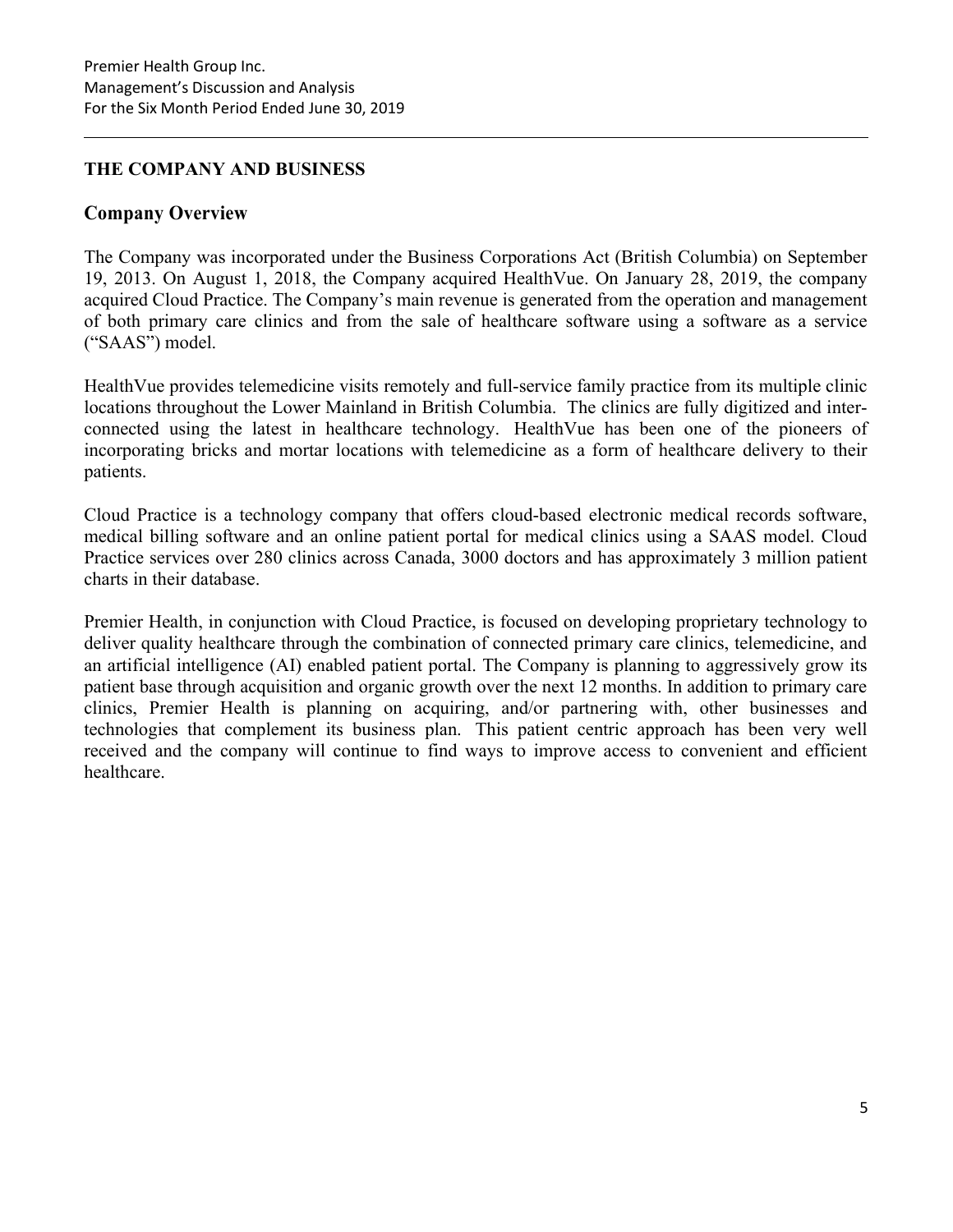## THE COMPANY AND BUSINESS

### Company Overview

The Company was incorporated under the Business Corporations Act (British Columbia) on September 19, 2013. On August 1, 2018, the Company acquired HealthVue. On January 28, 2019, the company acquired Cloud Practice. The Company's main revenue is generated from the operation and management of both primary care clinics and from the sale of healthcare software using a software as a service ("SAAS") model.

HealthVue provides telemedicine visits remotely and full-service family practice from its multiple clinic locations throughout the Lower Mainland in British Columbia. The clinics are fully digitized and inter-connected using the latest in healthcare technology. HealthVue has been one of the pioneers of incorporating bricks and mortar locations with telemedicine as a form of healthcare delivery to their patients.

Cloud Practice is a technology company that offers cloud-based electronic medical records software, medical billing software and an online patient portal for medical clinics using a SAAS model. Cloud Practice services over 280 clinics across Canada, 3000 doctors and has approximately 3 million patient charts in their database.

Premier Health, in conjunction with Cloud Practice, is focused on developing proprietary technology to deliver quality healthcare through the combination of connected primary care clinics, telemedicine, and an artificial intelligence (AI) enabled patient portal. The Company is planning to aggressively grow its patient base through acquisition and organic growth over the next 12 months. In addition to primary care clinics, Premier Health is planning on acquiring, and/or partnering with, other businesses and technologies that complement its business plan. This patient centric approach has been very well received and the company will continue to find ways to improve access to convenient and efficient healthcare.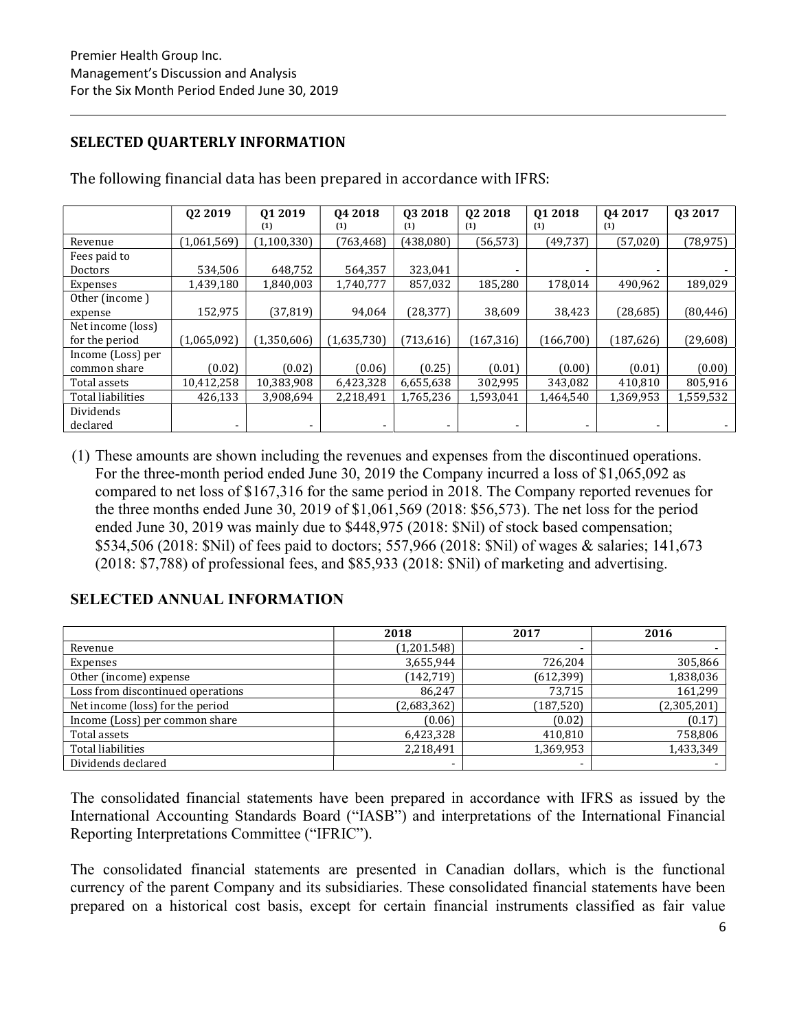## SELECTED QUARTERLY INFORMATION

The following financial data has been prepared in accordance with IFRS:

| | Q2 2019 | Q1 2019 (1) | Q4 2018 (1) | Q3 2018 (1) | Q2 2018 (1) | Q1 2018 (1) | Q4 2017 (1) | Q3 2017 |
|---|---|---|---|---|---|---|---|---|
| Revenue | (1,061,569) | (1,100,330) | (763,468) | (438,080) | (56,573) | (49,737) | (57,020) | (78,975) |
| Fees paid to Doctors | 534,506 | 648,752 | 564,357 | 323,041 | - | - | - | - |
| Expenses | 1,439,180 | 1,840,003 | 1,740,777 | 857,032 | 185,280 | 178,014 | 490,962 | 189,029 |
| Other (income ) expense | 152,975 | (37,819) | 94,064 | (28,377) | 38,609 | 38,423 | (28,685) | (80,446) |
| Net income (loss) for the period | (1,065,092) | (1,350,606) | (1,635,730) | (713,616) | (167,316) | (166,700) | (187,626) | (29,608) |
| Income (Loss) per common share | (0.02) | (0.02) | (0.06) | (0.25) | (0.01) | (0.00) | (0.01) | (0.00) |
| Total assets | 10,412,258 | 10,383,908 | 6,423,328 | 6,655,638 | 302,995 | 343,082 | 410,810 | 805,916 |
| Total liabilities | 426,133 | 3,908,694 | 2,218,491 | 1,765,236 | 1,593,041 | 1,464,540 | 1,369,953 | 1,559,532 |
| Dividends declared | - | - | - | - | - | - | - | - |

(1) These amounts are shown including the revenues and expenses from the discontinued operations. For the three-month period ended June 30, 2019 the Company incurred a loss of $1,065,092 as compared to net loss of $167,316 for the same period in 2018. The Company reported revenues for the three months ended June 30, 2019 of $1,061,569 (2018: $56,573). The net loss for the period ended June 30, 2019 was mainly due to $448,975 (2018: $Nil) of stock based compensation; $534,506 (2018: $Nil) of fees paid to doctors; 557,966 (2018: $Nil) of wages & salaries; 141,673 (2018: $7,788) of professional fees, and $85,933 (2018: $Nil) of marketing and advertising.

## SELECTED ANNUAL INFORMATION

| | 2018 | 2017 | 2016 |
|---|---|---|---|
| Revenue | (1,201.548) | - | - |
| Expenses | 3,655,944 | 726,204 | 305,866 |
| Other (income) expense | (142,719) | (612,399) | 1,838,036 |
| Loss from discontinued operations | 86,247 | 73,715 | 161,299 |
| Net income (loss) for the period | (2,683,362) | (187,520) | (2,305,201) |
| Income (Loss) per common share | (0.06) | (0.02) | (0.17) |
| Total assets | 6,423,328 | 410,810 | 758,806 |
| Total liabilities | 2,218,491 | 1,369,953 | 1,433,349 |
| Dividends declared | - | - | - |

The consolidated financial statements have been prepared in accordance with IFRS as issued by the International Accounting Standards Board ("IASB") and interpretations of the International Financial Reporting Interpretations Committee ("IFRIC").

The consolidated financial statements are presented in Canadian dollars, which is the functional currency of the parent Company and its subsidiaries. These consolidated financial statements have been prepared on a historical cost basis, except for certain financial instruments classified as fair value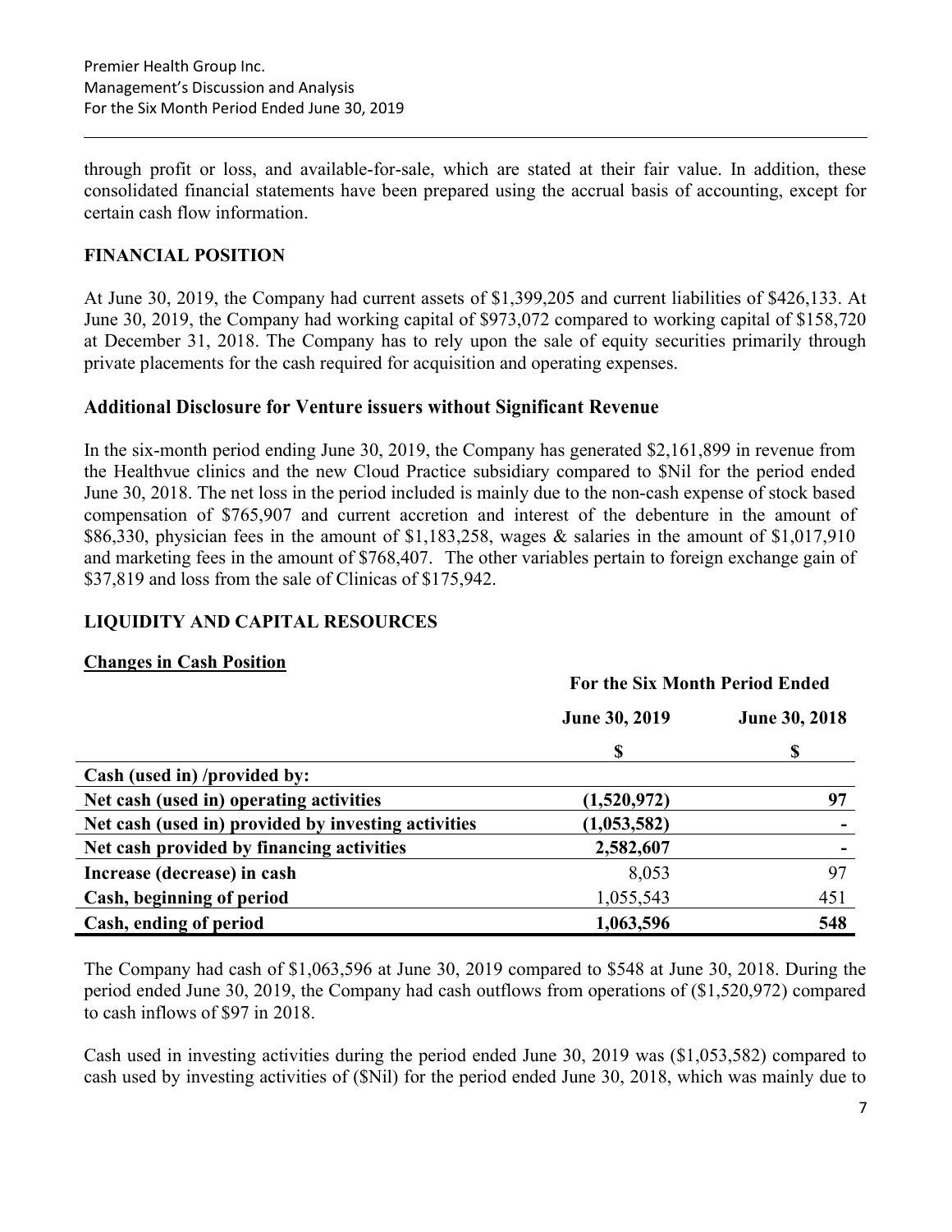through profit or loss, and available-for-sale, which are stated at their fair value. In addition, these consolidated financial statements have been prepared using the accrual basis of accounting, except for certain cash flow information.

## FINANCIAL POSITION

At June 30, 2019, the Company had current assets of $1,399,205 and current liabilities of $426,133. At June 30, 2019, the Company had working capital of $973,072 compared to working capital of $158,720 at December 31, 2018. The Company has to rely upon the sale of equity securities primarily through private placements for the cash required for acquisition and operating expenses.

### Additional Disclosure for Venture issuers without Significant Revenue

In the six-month period ending June 30, 2019, the Company has generated $2,161,899 in revenue from the Healthvue clinics and the new Cloud Practice subsidiary compared to $Nil for the period ended June 30, 2018. The net loss in the period included is mainly due to the non-cash expense of stock based compensation of $765,907 and current accretion and interest of the debenture in the amount of $86,330, physician fees in the amount of $1,183,258, wages & salaries in the amount of $1,017,910 and marketing fees in the amount of $768,407. The other variables pertain to foreign exchange gain of $37,819 and loss from the sale of Clinicas of $175,942.

## LIQUIDITY AND CAPITAL RESOURCES

**Changes in Cash Position**

| | For the Six Month Period Ended | |
|---|---|---|
| | **June 30, 2019** | **June 30, 2018** |
| | **$** | **$** |
| **Cash (used in) /provided by:** | | |
| **Net cash (used in) operating activities** | **(1,520,972)** | **97** |
| **Net cash (used in) provided by investing activities** | **(1,053,582)** | **-** |
| **Net cash provided by financing activities** | **2,582,607** | **-** |
| **Increase (decrease) in cash** | 8,053 | 97 |
| **Cash, beginning of period** | 1,055,543 | 451 |
| **Cash, ending of period** | **1,063,596** | **548** |

The Company had cash of $1,063,596 at June 30, 2019 compared to $548 at June 30, 2018. During the period ended June 30, 2019, the Company had cash outflows from operations of ($1,520,972) compared to cash inflows of $97 in 2018.

Cash used in investing activities during the period ended June 30, 2019 was ($1,053,582) compared to cash used by investing activities of ($Nil) for the period ended June 30, 2018, which was mainly due to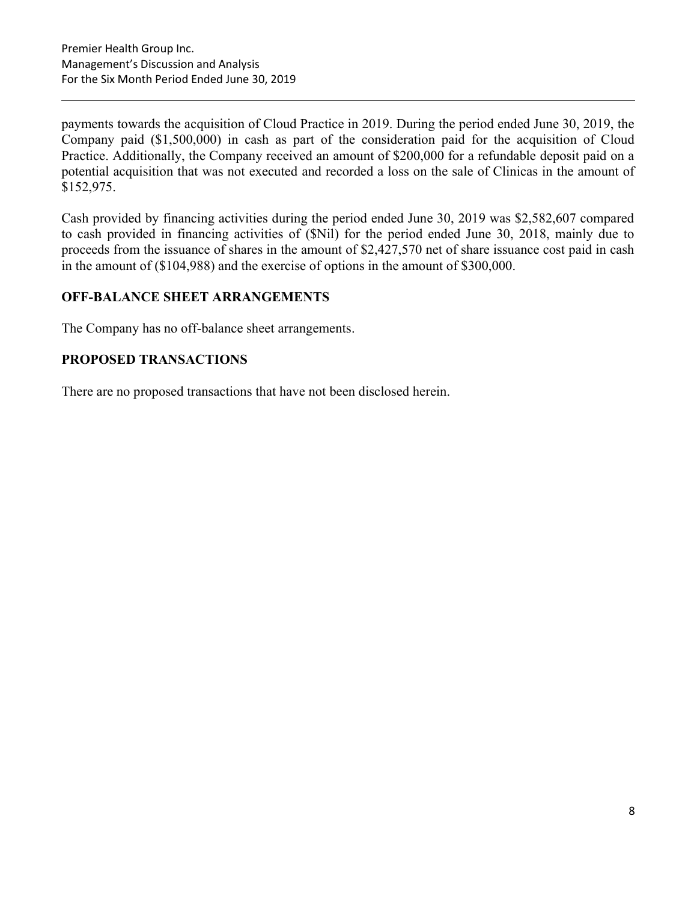payments towards the acquisition of Cloud Practice in 2019. During the period ended June 30, 2019, the Company paid ($1,500,000) in cash as part of the consideration paid for the acquisition of Cloud Practice. Additionally, the Company received an amount of $200,000 for a refundable deposit paid on a potential acquisition that was not executed and recorded a loss on the sale of Clinicas in the amount of $152,975.

Cash provided by financing activities during the period ended June 30, 2019 was $2,582,607 compared to cash provided in financing activities of ($Nil) for the period ended June 30, 2018, mainly due to proceeds from the issuance of shares in the amount of $2,427,570 net of share issuance cost paid in cash in the amount of ($104,988) and the exercise of options in the amount of $300,000.

## OFF-BALANCE SHEET ARRANGEMENTS

The Company has no off-balance sheet arrangements.

## PROPOSED TRANSACTIONS

There are no proposed transactions that have not been disclosed herein.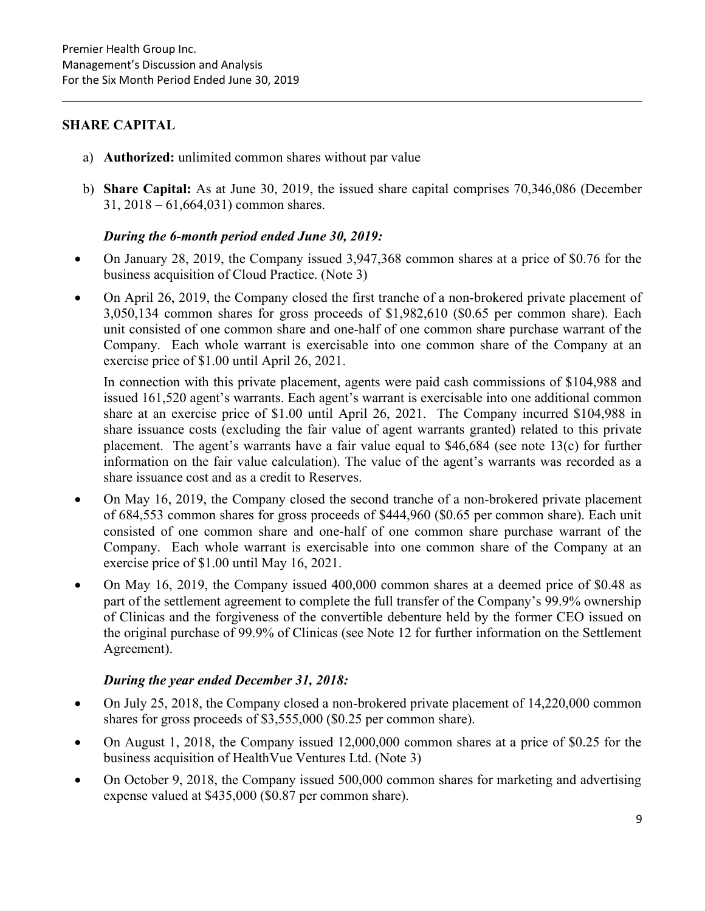## SHARE CAPITAL

a) **Authorized:** unlimited common shares without par value

b) **Share Capital:** As at June 30, 2019, the issued share capital comprises 70,346,086 (December 31, 2018 – 61,664,031) common shares.

### *During the 6-month period ended June 30, 2019:*

- On January 28, 2019, the Company issued 3,947,368 common shares at a price of $0.76 for the business acquisition of Cloud Practice. (Note 3)
- On April 26, 2019, the Company closed the first tranche of a non-brokered private placement of 3,050,134 common shares for gross proceeds of $1,982,610 ($0.65 per common share). Each unit consisted of one common share and one-half of one common share purchase warrant of the Company. Each whole warrant is exercisable into one common share of the Company at an exercise price of $1.00 until April 26, 2021.

  In connection with this private placement, agents were paid cash commissions of $104,988 and issued 161,520 agent's warrants. Each agent's warrant is exercisable into one additional common share at an exercise price of $1.00 until April 26, 2021. The Company incurred $104,988 in share issuance costs (excluding the fair value of agent warrants granted) related to this private placement. The agent's warrants have a fair value equal to $46,684 (see note 13(c) for further information on the fair value calculation). The value of the agent's warrants was recorded as a share issuance cost and as a credit to Reserves.
- On May 16, 2019, the Company closed the second tranche of a non-brokered private placement of 684,553 common shares for gross proceeds of $444,960 ($0.65 per common share). Each unit consisted of one common share and one-half of one common share purchase warrant of the Company. Each whole warrant is exercisable into one common share of the Company at an exercise price of $1.00 until May 16, 2021.
- On May 16, 2019, the Company issued 400,000 common shares at a deemed price of $0.48 as part of the settlement agreement to complete the full transfer of the Company's 99.9% ownership of Clinicas and the forgiveness of the convertible debenture held by the former CEO issued on the original purchase of 99.9% of Clinicas (see Note 12 for further information on the Settlement Agreement).

### *During the year ended December 31, 2018:*

- On July 25, 2018, the Company closed a non-brokered private placement of 14,220,000 common shares for gross proceeds of $3,555,000 ($0.25 per common share).
- On August 1, 2018, the Company issued 12,000,000 common shares at a price of $0.25 for the business acquisition of HealthVue Ventures Ltd. (Note 3)
- On October 9, 2018, the Company issued 500,000 common shares for marketing and advertising expense valued at $435,000 ($0.87 per common share).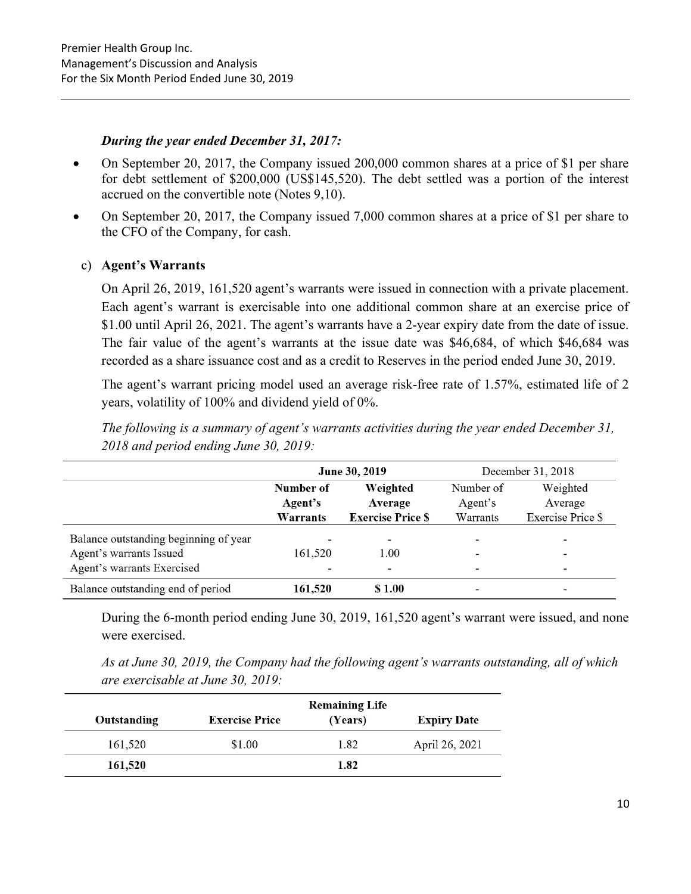***During the year ended December 31, 2017:***

- On September 20, 2017, the Company issued 200,000 common shares at a price of $1 per share for debt settlement of $200,000 (US$145,520). The debt settled was a portion of the interest accrued on the convertible note (Notes 9,10).
- On September 20, 2017, the Company issued 7,000 common shares at a price of $1 per share to the CFO of the Company, for cash.

c) **Agent's Warrants**

On April 26, 2019, 161,520 agent's warrants were issued in connection with a private placement. Each agent's warrant is exercisable into one additional common share at an exercise price of $1.00 until April 26, 2021. The agent's warrants have a 2-year expiry date from the date of issue. The fair value of the agent's warrants at the issue date was $46,684, of which $46,684 was recorded as a share issuance cost and as a credit to Reserves in the period ended June 30, 2019.

The agent's warrant pricing model used an average risk-free rate of 1.57%, estimated life of 2 years, volatility of 100% and dividend yield of 0%.

*The following is a summary of agent's warrants activities during the year ended December 31, 2018 and period ending June 30, 2019:*

| | **June 30, 2019** | | December 31, 2018 | |
|---|---|---|---|---|
| | **Number of Agent's Warrants** | **Weighted Average Exercise Price $** | Number of Agent's Warrants | Weighted Average Exercise Price $ |
| Balance outstanding beginning of year | - | - | - | - |
| Agent's warrants Issued | 161,520 | 1.00 | - | - |
| Agent's warrants Exercised | - | - | - | - |
| Balance outstanding end of period | **161,520** | **$ 1.00** | - | - |

During the 6-month period ending June 30, 2019, 161,520 agent's warrant were issued, and none were exercised.

*As at June 30, 2019, the Company had the following agent's warrants outstanding, all of which are exercisable at June 30, 2019:*

| **Outstanding** | **Exercise Price** | **Remaining Life (Years)** | **Expiry Date** |
|---|---|---|---|
| 161,520 | $1.00 | 1.82 | April 26, 2021 |
| **161,520** | | **1.82** | |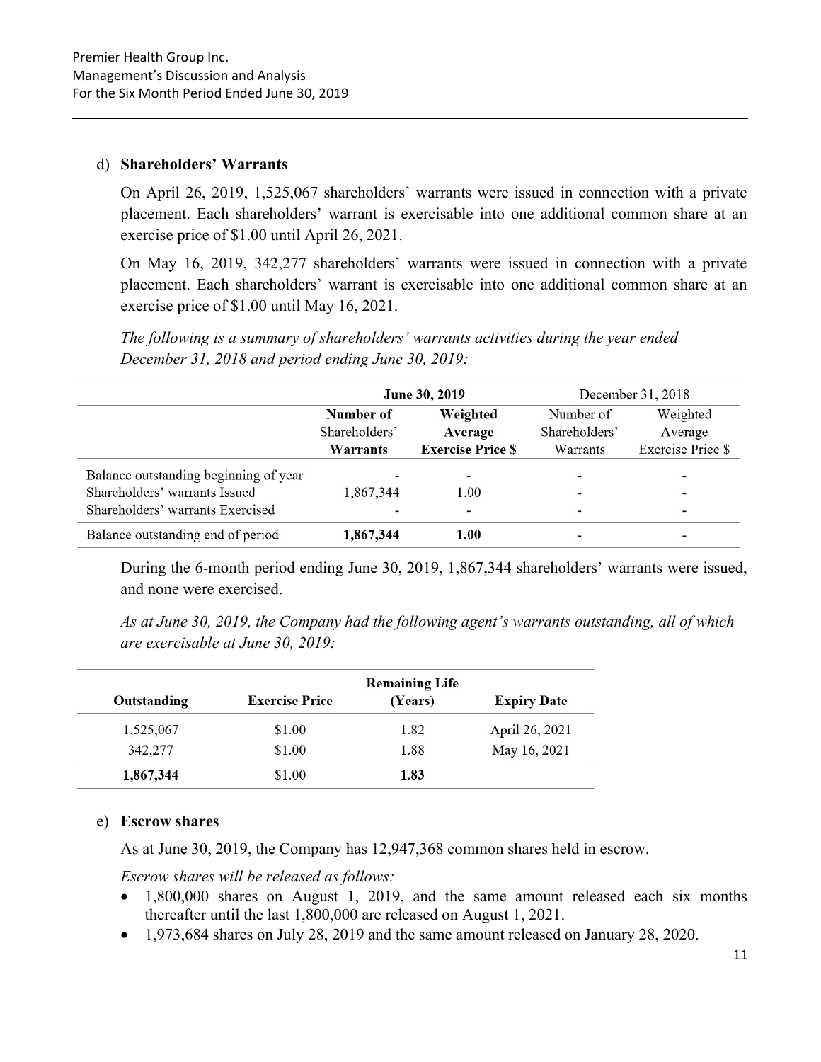d) **Shareholders' Warrants**

On April 26, 2019, 1,525,067 shareholders' warrants were issued in connection with a private placement. Each shareholders' warrant is exercisable into one additional common share at an exercise price of $1.00 until April 26, 2021.

On May 16, 2019, 342,277 shareholders' warrants were issued in connection with a private placement. Each shareholders' warrant is exercisable into one additional common share at an exercise price of $1.00 until May 16, 2021.

*The following is a summary of shareholders' warrants activities during the year ended December 31, 2018 and period ending June 30, 2019:*

| | **June 30, 2019** | | December 31, 2018 | |
|---|---|---|---|---|
| | **Number of Shareholders' Warrants** | **Weighted Average Exercise Price $** | Number of Shareholders' Warrants | Weighted Average Exercise Price $ |
| Balance outstanding beginning of year | - | - | - | - |
| Shareholders' warrants Issued | 1,867,344 | 1.00 | - | - |
| Shareholders' warrants Exercised | - | - | - | - |
| Balance outstanding end of period | **1,867,344** | **1.00** | - | - |

During the 6-month period ending June 30, 2019, 1,867,344 shareholders' warrants were issued, and none were exercised.

*As at June 30, 2019, the Company had the following agent's warrants outstanding, all of which are exercisable at June 30, 2019:*

| Outstanding | Exercise Price | Remaining Life (Years) | Expiry Date |
|---|---|---|---|
| 1,525,067 | $1.00 | 1.82 | April 26, 2021 |
| 342,277 | $1.00 | 1.88 | May 16, 2021 |
| **1,867,344** | $1.00 | **1.83** | |

e) **Escrow shares**

As at June 30, 2019, the Company has 12,947,368 common shares held in escrow.

*Escrow shares will be released as follows:*

- 1,800,000 shares on August 1, 2019, and the same amount released each six months thereafter until the last 1,800,000 are released on August 1, 2021.
- 1,973,684 shares on July 28, 2019 and the same amount released on January 28, 2020.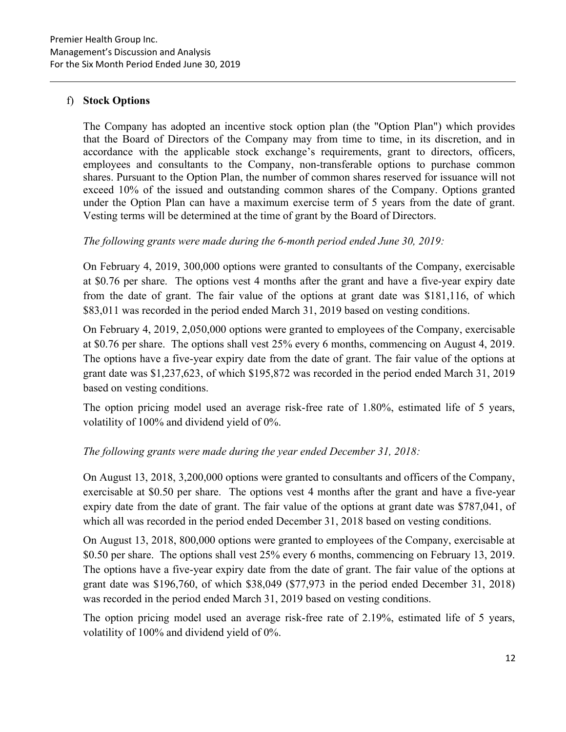## f) **Stock Options**

The Company has adopted an incentive stock option plan (the "Option Plan") which provides that the Board of Directors of the Company may from time to time, in its discretion, and in accordance with the applicable stock exchange's requirements, grant to directors, officers, employees and consultants to the Company, non-transferable options to purchase common shares. Pursuant to the Option Plan, the number of common shares reserved for issuance will not exceed 10% of the issued and outstanding common shares of the Company. Options granted under the Option Plan can have a maximum exercise term of 5 years from the date of grant. Vesting terms will be determined at the time of grant by the Board of Directors.

*The following grants were made during the 6-month period ended June 30, 2019:*

On February 4, 2019, 300,000 options were granted to consultants of the Company, exercisable at $0.76 per share. The options vest 4 months after the grant and have a five-year expiry date from the date of grant. The fair value of the options at grant date was $181,116, of which $83,011 was recorded in the period ended March 31, 2019 based on vesting conditions.

On February 4, 2019, 2,050,000 options were granted to employees of the Company, exercisable at $0.76 per share. The options shall vest 25% every 6 months, commencing on August 4, 2019. The options have a five-year expiry date from the date of grant. The fair value of the options at grant date was $1,237,623, of which $195,872 was recorded in the period ended March 31, 2019 based on vesting conditions.

The option pricing model used an average risk-free rate of 1.80%, estimated life of 5 years, volatility of 100% and dividend yield of 0%.

*The following grants were made during the year ended December 31, 2018:*

On August 13, 2018, 3,200,000 options were granted to consultants and officers of the Company, exercisable at $0.50 per share. The options vest 4 months after the grant and have a five-year expiry date from the date of grant. The fair value of the options at grant date was $787,041, of which all was recorded in the period ended December 31, 2018 based on vesting conditions.

On August 13, 2018, 800,000 options were granted to employees of the Company, exercisable at $0.50 per share. The options shall vest 25% every 6 months, commencing on February 13, 2019. The options have a five-year expiry date from the date of grant. The fair value of the options at grant date was $196,760, of which $38,049 ($77,973 in the period ended December 31, 2018) was recorded in the period ended March 31, 2019 based on vesting conditions.

The option pricing model used an average risk-free rate of 2.19%, estimated life of 5 years, volatility of 100% and dividend yield of 0%.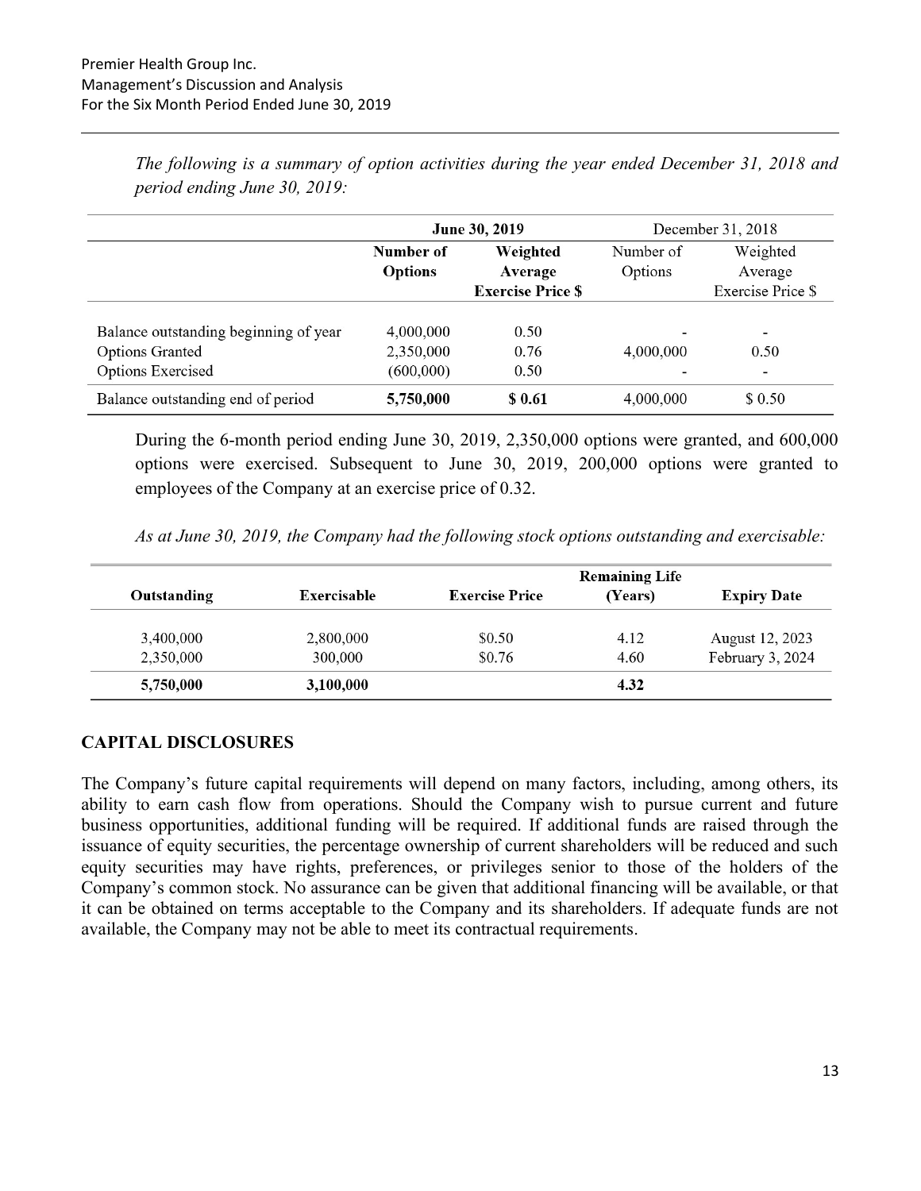*The following is a summary of option activities during the year ended December 31, 2018 and period ending June 30, 2019:*

| | June 30, 2019 | | December 31, 2018 | |
|---|---|---|---|---|
| | **Number of Options** | **Weighted Average Exercise Price $** | Number of Options | Weighted Average Exercise Price $ |
| Balance outstanding beginning of year | 4,000,000 | 0.50 | - | - |
| Options Granted | 2,350,000 | 0.76 | 4,000,000 | 0.50 |
| Options Exercised | (600,000) | 0.50 | - | - |
| Balance outstanding end of period | **5,750,000** | **$ 0.61** | 4,000,000 | $ 0.50 |

During the 6-month period ending June 30, 2019, 2,350,000 options were granted, and 600,000 options were exercised. Subsequent to June 30, 2019, 200,000 options were granted to employees of the Company at an exercise price of 0.32.

*As at June 30, 2019, the Company had the following stock options outstanding and exercisable:*

| Outstanding | Exercisable | Exercise Price | Remaining Life (Years) | Expiry Date |
|---|---|---|---|---|
| 3,400,000 | 2,800,000 | $0.50 | 4.12 | August 12, 2023 |
| 2,350,000 | 300,000 | $0.76 | 4.60 | February 3, 2024 |
| **5,750,000** | **3,100,000** | | **4.32** | |

## CAPITAL DISCLOSURES

The Company's future capital requirements will depend on many factors, including, among others, its ability to earn cash flow from operations. Should the Company wish to pursue current and future business opportunities, additional funding will be required. If additional funds are raised through the issuance of equity securities, the percentage ownership of current shareholders will be reduced and such equity securities may have rights, preferences, or privileges senior to those of the holders of the Company's common stock. No assurance can be given that additional financing will be available, or that it can be obtained on terms acceptable to the Company and its shareholders. If adequate funds are not available, the Company may not be able to meet its contractual requirements.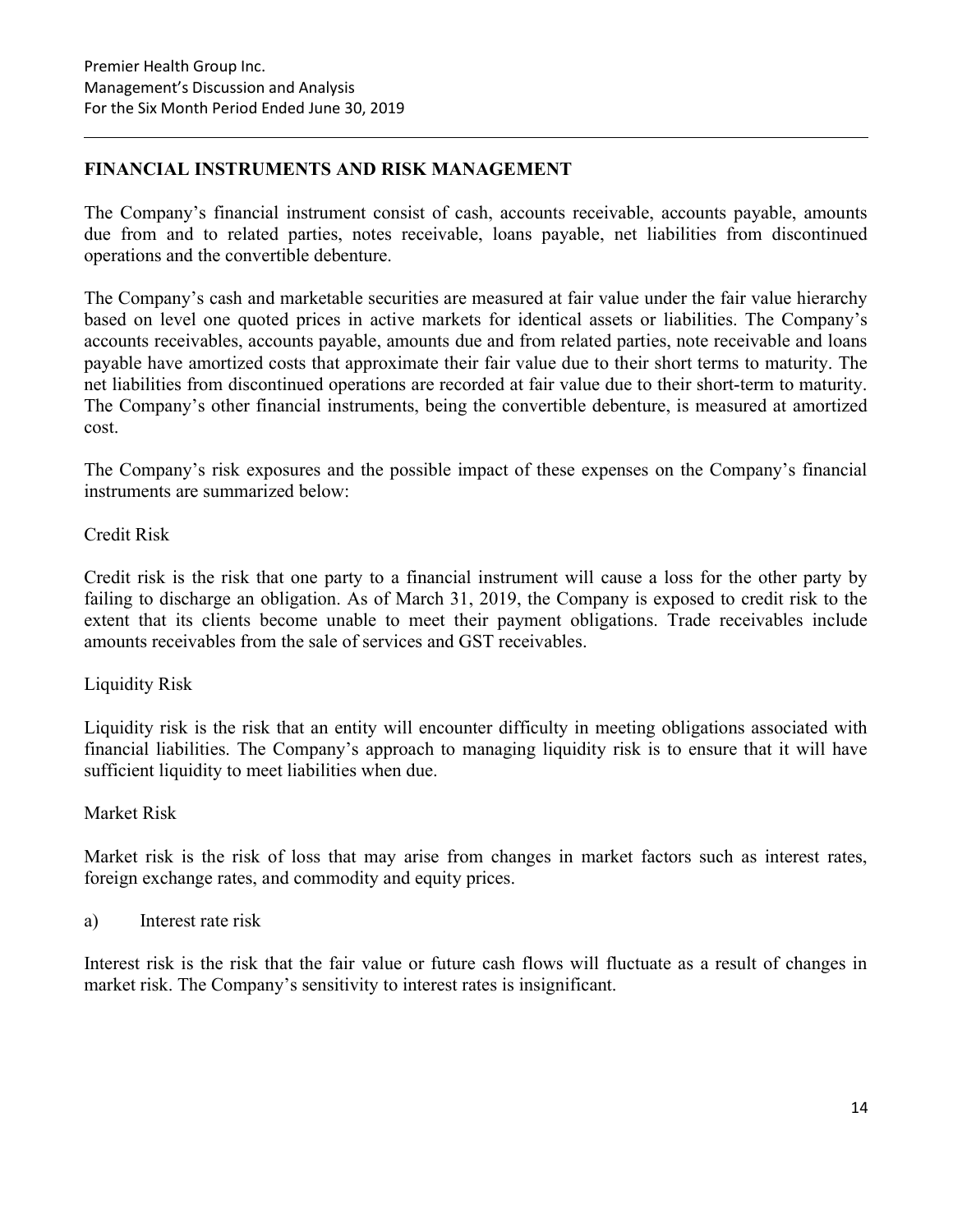## FINANCIAL INSTRUMENTS AND RISK MANAGEMENT

The Company's financial instrument consist of cash, accounts receivable, accounts payable, amounts due from and to related parties, notes receivable, loans payable, net liabilities from discontinued operations and the convertible debenture.

The Company's cash and marketable securities are measured at fair value under the fair value hierarchy based on level one quoted prices in active markets for identical assets or liabilities. The Company's accounts receivables, accounts payable, amounts due and from related parties, note receivable and loans payable have amortized costs that approximate their fair value due to their short terms to maturity. The net liabilities from discontinued operations are recorded at fair value due to their short-term to maturity. The Company's other financial instruments, being the convertible debenture, is measured at amortized cost.

The Company's risk exposures and the possible impact of these expenses on the Company's financial instruments are summarized below:

Credit Risk

Credit risk is the risk that one party to a financial instrument will cause a loss for the other party by failing to discharge an obligation. As of March 31, 2019, the Company is exposed to credit risk to the extent that its clients become unable to meet their payment obligations. Trade receivables include amounts receivables from the sale of services and GST receivables.

Liquidity Risk

Liquidity risk is the risk that an entity will encounter difficulty in meeting obligations associated with financial liabilities. The Company's approach to managing liquidity risk is to ensure that it will have sufficient liquidity to meet liabilities when due.

Market Risk

Market risk is the risk of loss that may arise from changes in market factors such as interest rates, foreign exchange rates, and commodity and equity prices.

a) Interest rate risk

Interest risk is the risk that the fair value or future cash flows will fluctuate as a result of changes in market risk. The Company's sensitivity to interest rates is insignificant.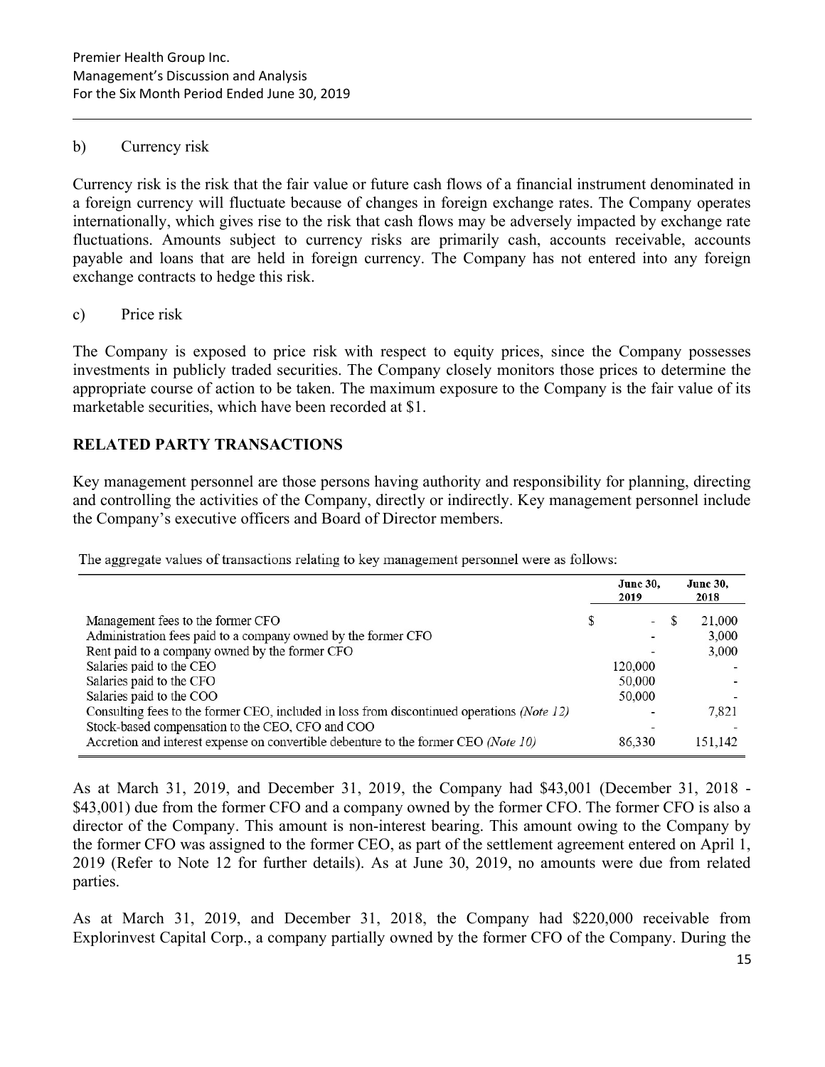b) Currency risk

Currency risk is the risk that the fair value or future cash flows of a financial instrument denominated in a foreign currency will fluctuate because of changes in foreign exchange rates. The Company operates internationally, which gives rise to the risk that cash flows may be adversely impacted by exchange rate fluctuations. Amounts subject to currency risks are primarily cash, accounts receivable, accounts payable and loans that are held in foreign currency. The Company has not entered into any foreign exchange contracts to hedge this risk.

c) Price risk

The Company is exposed to price risk with respect to equity prices, since the Company possesses investments in publicly traded securities. The Company closely monitors those prices to determine the appropriate course of action to be taken. The maximum exposure to the Company is the fair value of its marketable securities, which have been recorded at $1.

## RELATED PARTY TRANSACTIONS

Key management personnel are those persons having authority and responsibility for planning, directing and controlling the activities of the Company, directly or indirectly. Key management personnel include the Company's executive officers and Board of Director members.

The aggregate values of transactions relating to key management personnel were as follows:

| | June 30, 2019 | June 30, 2018 |
|---|---|---|
| Management fees to the former CFO | $ - | $ 21,000 |
| Administration fees paid to a company owned by the former CFO | - | 3,000 |
| Rent paid to a company owned by the former CFO | - | 3,000 |
| Salaries paid to the CEO | 120,000 | - |
| Salaries paid to the CFO | 50,000 | - |
| Salaries paid to the COO | 50,000 | - |
| Consulting fees to the former CEO, included in loss from discontinued operations *(Note 12)* | - | 7,821 |
| Stock-based compensation to the CEO, CFO and COO | - | - |
| Accretion and interest expense on convertible debenture to the former CEO *(Note 10)* | 86,330 | 151,142 |

As at March 31, 2019, and December 31, 2019, the Company had $43,001 (December 31, 2018 - $43,001) due from the former CFO and a company owned by the former CFO. The former CFO is also a director of the Company. This amount is non-interest bearing. This amount owing to the Company by the former CFO was assigned to the former CEO, as part of the settlement agreement entered on April 1, 2019 (Refer to Note 12 for further details). As at June 30, 2019, no amounts were due from related parties.

As at March 31, 2019, and December 31, 2018, the Company had $220,000 receivable from Explorinvest Capital Corp., a company partially owned by the former CFO of the Company. During the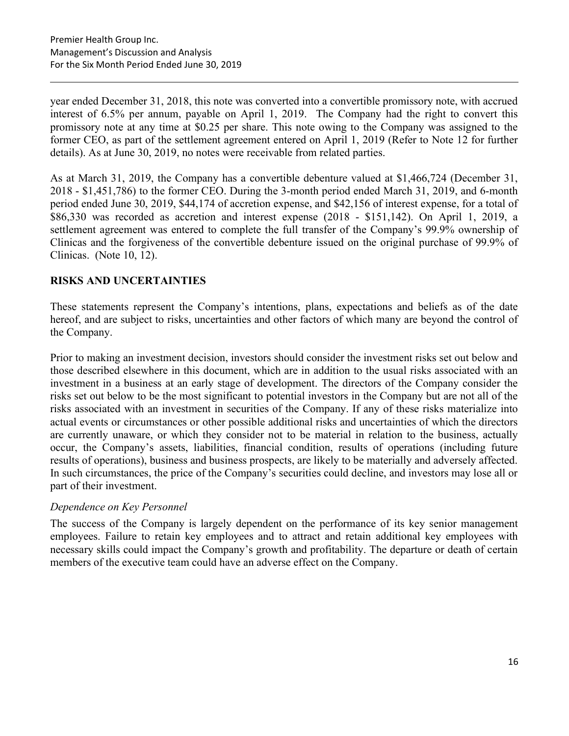year ended December 31, 2018, this note was converted into a convertible promissory note, with accrued interest of 6.5% per annum, payable on April 1, 2019. The Company had the right to convert this promissory note at any time at $0.25 per share. This note owing to the Company was assigned to the former CEO, as part of the settlement agreement entered on April 1, 2019 (Refer to Note 12 for further details). As at June 30, 2019, no notes were receivable from related parties.

As at March 31, 2019, the Company has a convertible debenture valued at $1,466,724 (December 31, 2018 - $1,451,786) to the former CEO. During the 3-month period ended March 31, 2019, and 6-month period ended June 30, 2019, $44,174 of accretion expense, and $42,156 of interest expense, for a total of $86,330 was recorded as accretion and interest expense (2018 - $151,142). On April 1, 2019, a settlement agreement was entered to complete the full transfer of the Company's 99.9% ownership of Clinicas and the forgiveness of the convertible debenture issued on the original purchase of 99.9% of Clinicas. (Note 10, 12).

## RISKS AND UNCERTAINTIES

These statements represent the Company's intentions, plans, expectations and beliefs as of the date hereof, and are subject to risks, uncertainties and other factors of which many are beyond the control of the Company.

Prior to making an investment decision, investors should consider the investment risks set out below and those described elsewhere in this document, which are in addition to the usual risks associated with an investment in a business at an early stage of development. The directors of the Company consider the risks set out below to be the most significant to potential investors in the Company but are not all of the risks associated with an investment in securities of the Company. If any of these risks materialize into actual events or circumstances or other possible additional risks and uncertainties of which the directors are currently unaware, or which they consider not to be material in relation to the business, actually occur, the Company's assets, liabilities, financial condition, results of operations (including future results of operations), business and business prospects, are likely to be materially and adversely affected. In such circumstances, the price of the Company's securities could decline, and investors may lose all or part of their investment.

*Dependence on Key Personnel*

The success of the Company is largely dependent on the performance of its key senior management employees. Failure to retain key employees and to attract and retain additional key employees with necessary skills could impact the Company's growth and profitability. The departure or death of certain members of the executive team could have an adverse effect on the Company.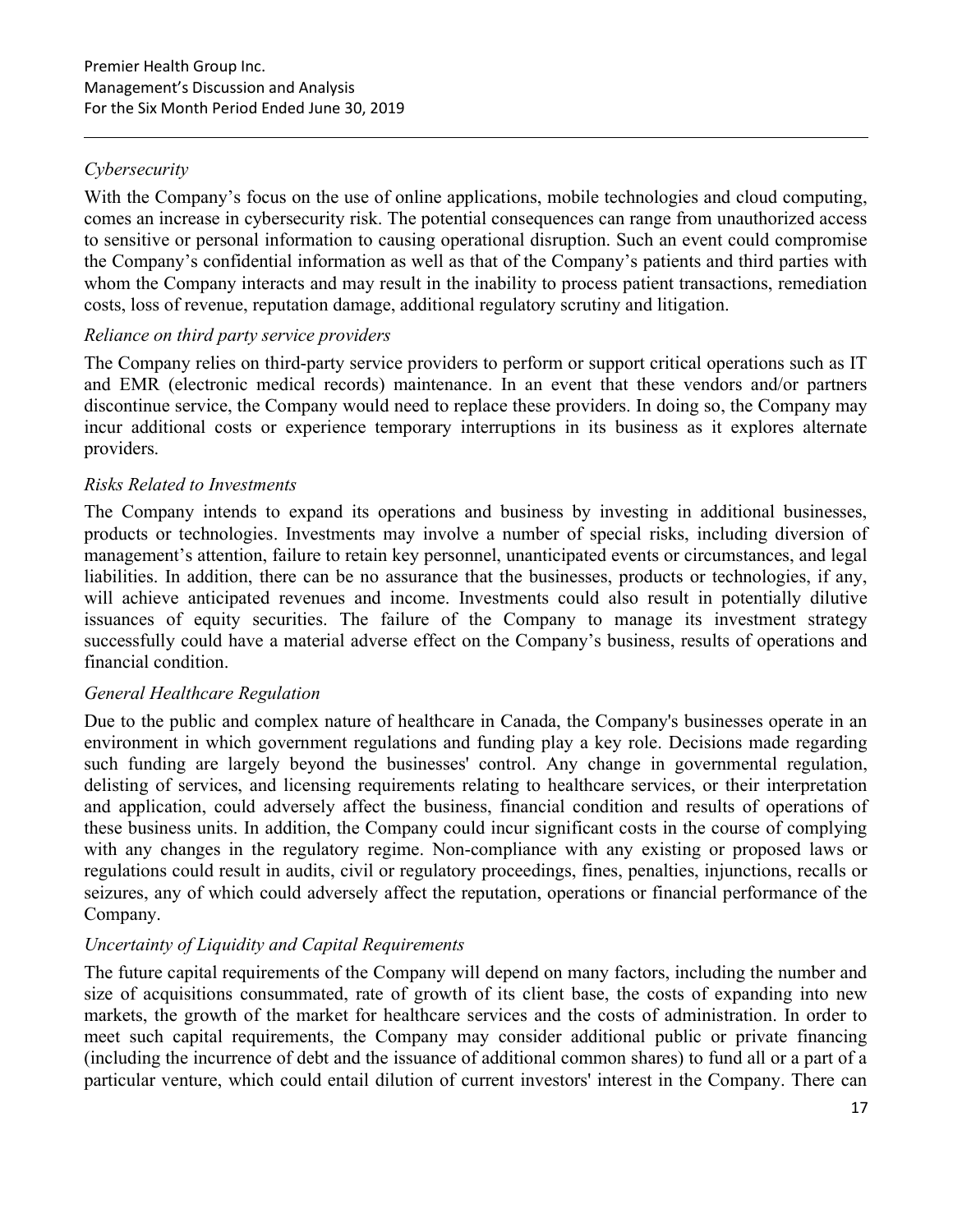*Cybersecurity*

With the Company's focus on the use of online applications, mobile technologies and cloud computing, comes an increase in cybersecurity risk. The potential consequences can range from unauthorized access to sensitive or personal information to causing operational disruption. Such an event could compromise the Company's confidential information as well as that of the Company's patients and third parties with whom the Company interacts and may result in the inability to process patient transactions, remediation costs, loss of revenue, reputation damage, additional regulatory scrutiny and litigation.

*Reliance on third party service providers*

The Company relies on third-party service providers to perform or support critical operations such as IT and EMR (electronic medical records) maintenance. In an event that these vendors and/or partners discontinue service, the Company would need to replace these providers. In doing so, the Company may incur additional costs or experience temporary interruptions in its business as it explores alternate providers.

*Risks Related to Investments*

The Company intends to expand its operations and business by investing in additional businesses, products or technologies. Investments may involve a number of special risks, including diversion of management's attention, failure to retain key personnel, unanticipated events or circumstances, and legal liabilities. In addition, there can be no assurance that the businesses, products or technologies, if any, will achieve anticipated revenues and income. Investments could also result in potentially dilutive issuances of equity securities. The failure of the Company to manage its investment strategy successfully could have a material adverse effect on the Company's business, results of operations and financial condition.

*General Healthcare Regulation*

Due to the public and complex nature of healthcare in Canada, the Company's businesses operate in an environment in which government regulations and funding play a key role. Decisions made regarding such funding are largely beyond the businesses' control. Any change in governmental regulation, delisting of services, and licensing requirements relating to healthcare services, or their interpretation and application, could adversely affect the business, financial condition and results of operations of these business units. In addition, the Company could incur significant costs in the course of complying with any changes in the regulatory regime. Non-compliance with any existing or proposed laws or regulations could result in audits, civil or regulatory proceedings, fines, penalties, injunctions, recalls or seizures, any of which could adversely affect the reputation, operations or financial performance of the Company.

*Uncertainty of Liquidity and Capital Requirements*

The future capital requirements of the Company will depend on many factors, including the number and size of acquisitions consummated, rate of growth of its client base, the costs of expanding into new markets, the growth of the market for healthcare services and the costs of administration. In order to meet such capital requirements, the Company may consider additional public or private financing (including the incurrence of debt and the issuance of additional common shares) to fund all or a part of a particular venture, which could entail dilution of current investors' interest in the Company. There can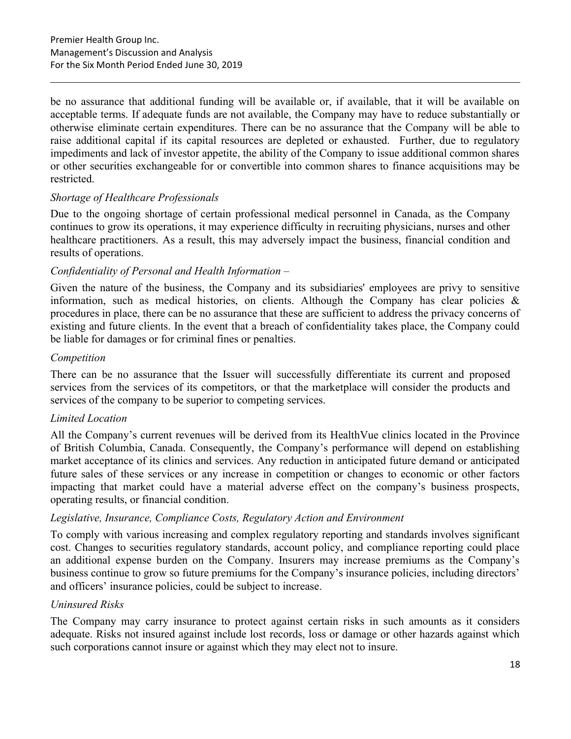be no assurance that additional funding will be available or, if available, that it will be available on acceptable terms. If adequate funds are not available, the Company may have to reduce substantially or otherwise eliminate certain expenditures. There can be no assurance that the Company will be able to raise additional capital if its capital resources are depleted or exhausted. Further, due to regulatory impediments and lack of investor appetite, the ability of the Company to issue additional common shares or other securities exchangeable for or convertible into common shares to finance acquisitions may be restricted.

*Shortage of Healthcare Professionals*

Due to the ongoing shortage of certain professional medical personnel in Canada, as the Company continues to grow its operations, it may experience difficulty in recruiting physicians, nurses and other healthcare practitioners. As a result, this may adversely impact the business, financial condition and results of operations.

*Confidentiality of Personal and Health Information –*

Given the nature of the business, the Company and its subsidiaries' employees are privy to sensitive information, such as medical histories, on clients. Although the Company has clear policies & procedures in place, there can be no assurance that these are sufficient to address the privacy concerns of existing and future clients. In the event that a breach of confidentiality takes place, the Company could be liable for damages or for criminal fines or penalties.

*Competition*

There can be no assurance that the Issuer will successfully differentiate its current and proposed services from the services of its competitors, or that the marketplace will consider the products and services of the company to be superior to competing services.

*Limited Location*

All the Company's current revenues will be derived from its HealthVue clinics located in the Province of British Columbia, Canada. Consequently, the Company's performance will depend on establishing market acceptance of its clinics and services. Any reduction in anticipated future demand or anticipated future sales of these services or any increase in competition or changes to economic or other factors impacting that market could have a material adverse effect on the company's business prospects, operating results, or financial condition.

*Legislative, Insurance, Compliance Costs, Regulatory Action and Environment*

To comply with various increasing and complex regulatory reporting and standards involves significant cost. Changes to securities regulatory standards, account policy, and compliance reporting could place an additional expense burden on the Company. Insurers may increase premiums as the Company's business continue to grow so future premiums for the Company's insurance policies, including directors' and officers' insurance policies, could be subject to increase.

*Uninsured Risks*

The Company may carry insurance to protect against certain risks in such amounts as it considers adequate. Risks not insured against include lost records, loss or damage or other hazards against which such corporations cannot insure or against which they may elect not to insure.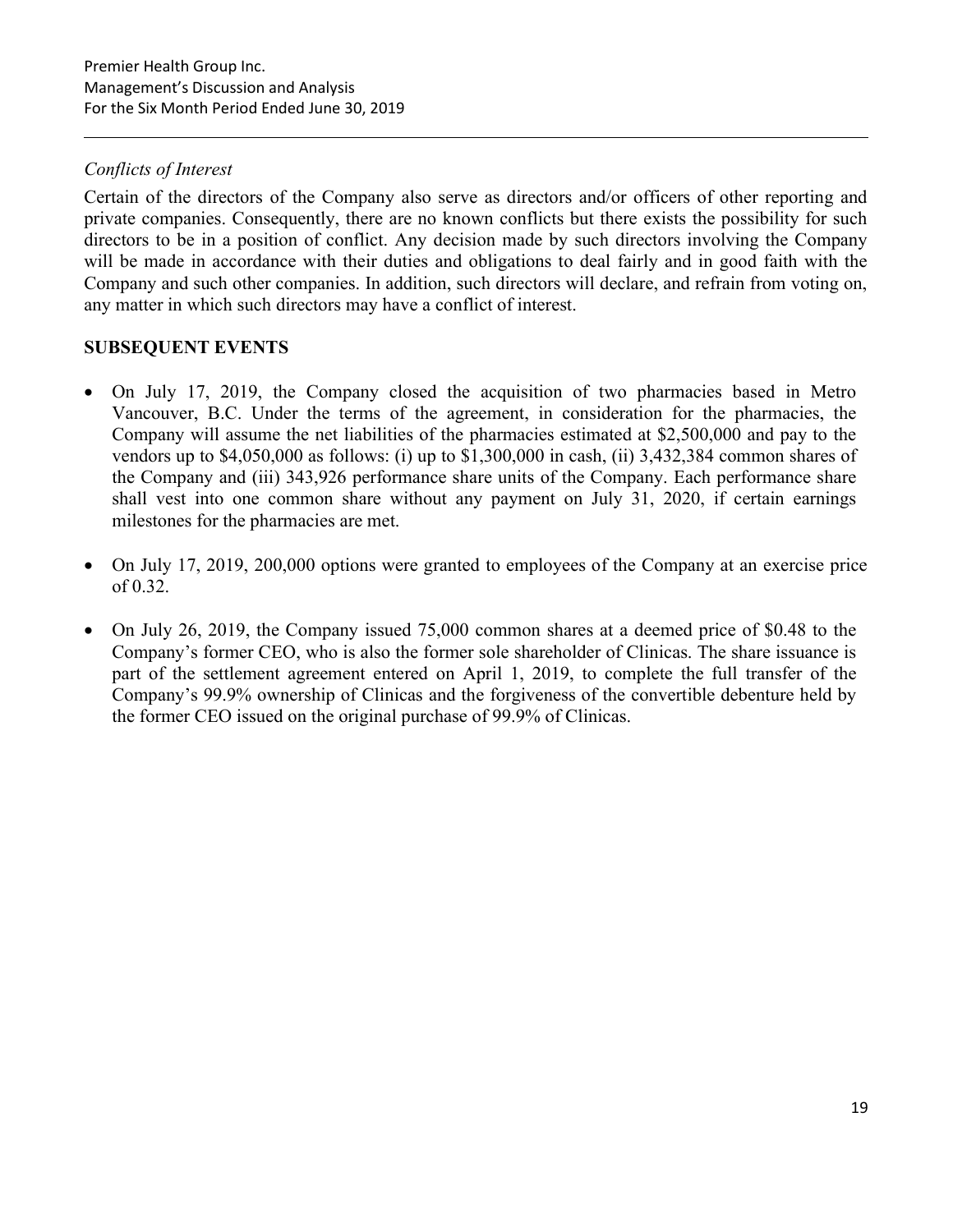*Conflicts of Interest*

Certain of the directors of the Company also serve as directors and/or officers of other reporting and private companies. Consequently, there are no known conflicts but there exists the possibility for such directors to be in a position of conflict. Any decision made by such directors involving the Company will be made in accordance with their duties and obligations to deal fairly and in good faith with the Company and such other companies. In addition, such directors will declare, and refrain from voting on, any matter in which such directors may have a conflict of interest.

## SUBSEQUENT EVENTS

- On July 17, 2019, the Company closed the acquisition of two pharmacies based in Metro Vancouver, B.C. Under the terms of the agreement, in consideration for the pharmacies, the Company will assume the net liabilities of the pharmacies estimated at $2,500,000 and pay to the vendors up to $4,050,000 as follows: (i) up to $1,300,000 in cash, (ii) 3,432,384 common shares of the Company and (iii) 343,926 performance share units of the Company. Each performance share shall vest into one common share without any payment on July 31, 2020, if certain earnings milestones for the pharmacies are met.

- On July 17, 2019, 200,000 options were granted to employees of the Company at an exercise price of 0.32.

- On July 26, 2019, the Company issued 75,000 common shares at a deemed price of $0.48 to the Company's former CEO, who is also the former sole shareholder of Clinicas. The share issuance is part of the settlement agreement entered on April 1, 2019, to complete the full transfer of the Company's 99.9% ownership of Clinicas and the forgiveness of the convertible debenture held by the former CEO issued on the original purchase of 99.9% of Clinicas.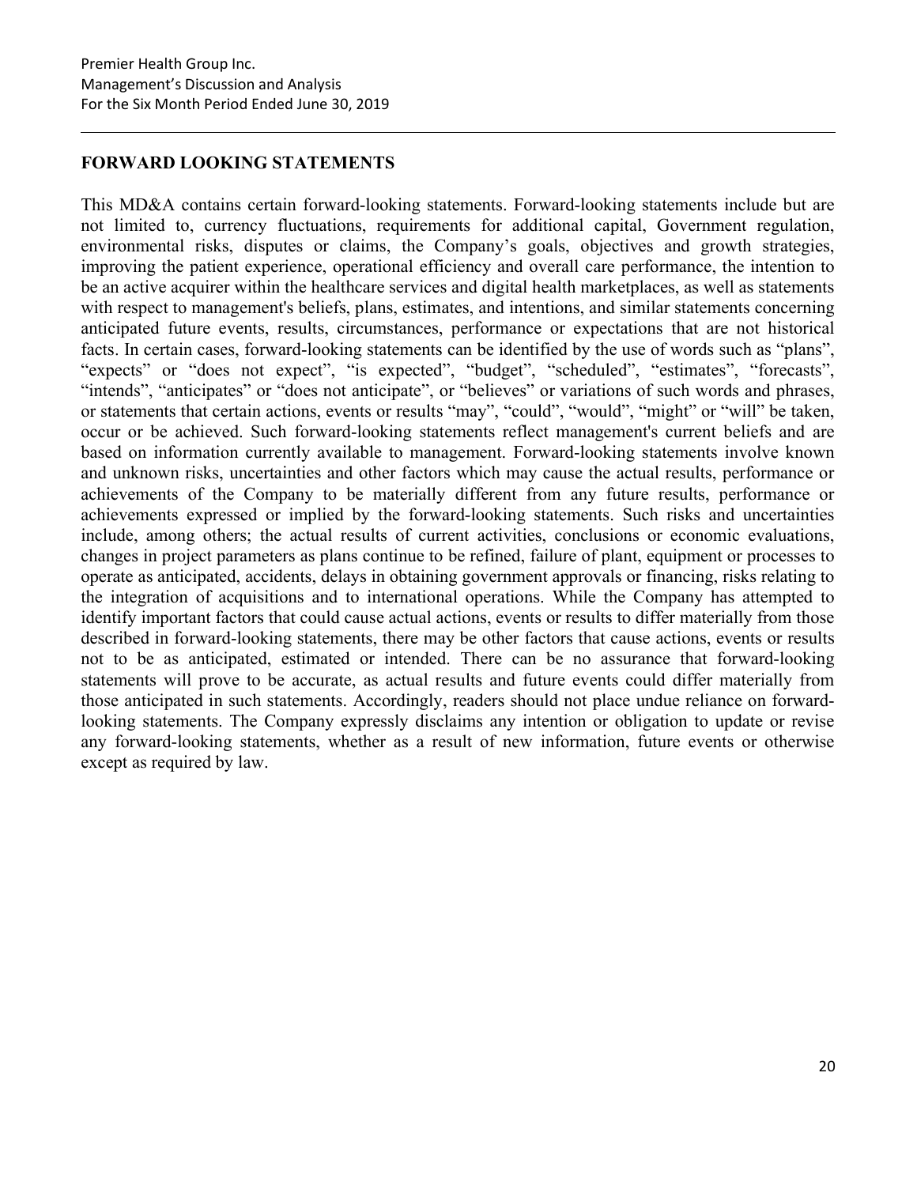## FORWARD LOOKING STATEMENTS

This MD&A contains certain forward-looking statements. Forward-looking statements include but are not limited to, currency fluctuations, requirements for additional capital, Government regulation, environmental risks, disputes or claims, the Company's goals, objectives and growth strategies, improving the patient experience, operational efficiency and overall care performance, the intention to be an active acquirer within the healthcare services and digital health marketplaces, as well as statements with respect to management's beliefs, plans, estimates, and intentions, and similar statements concerning anticipated future events, results, circumstances, performance or expectations that are not historical facts. In certain cases, forward-looking statements can be identified by the use of words such as "plans", "expects" or "does not expect", "is expected", "budget", "scheduled", "estimates", "forecasts", "intends", "anticipates" or "does not anticipate", or "believes" or variations of such words and phrases, or statements that certain actions, events or results "may", "could", "would", "might" or "will" be taken, occur or be achieved. Such forward-looking statements reflect management's current beliefs and are based on information currently available to management. Forward-looking statements involve known and unknown risks, uncertainties and other factors which may cause the actual results, performance or achievements of the Company to be materially different from any future results, performance or achievements expressed or implied by the forward-looking statements. Such risks and uncertainties include, among others; the actual results of current activities, conclusions or economic evaluations, changes in project parameters as plans continue to be refined, failure of plant, equipment or processes to operate as anticipated, accidents, delays in obtaining government approvals or financing, risks relating to the integration of acquisitions and to international operations. While the Company has attempted to identify important factors that could cause actual actions, events or results to differ materially from those described in forward-looking statements, there may be other factors that cause actions, events or results not to be as anticipated, estimated or intended. There can be no assurance that forward-looking statements will prove to be accurate, as actual results and future events could differ materially from those anticipated in such statements. Accordingly, readers should not place undue reliance on forward-looking statements. The Company expressly disclaims any intention or obligation to update or revise any forward-looking statements, whether as a result of new information, future events or otherwise except as required by law.